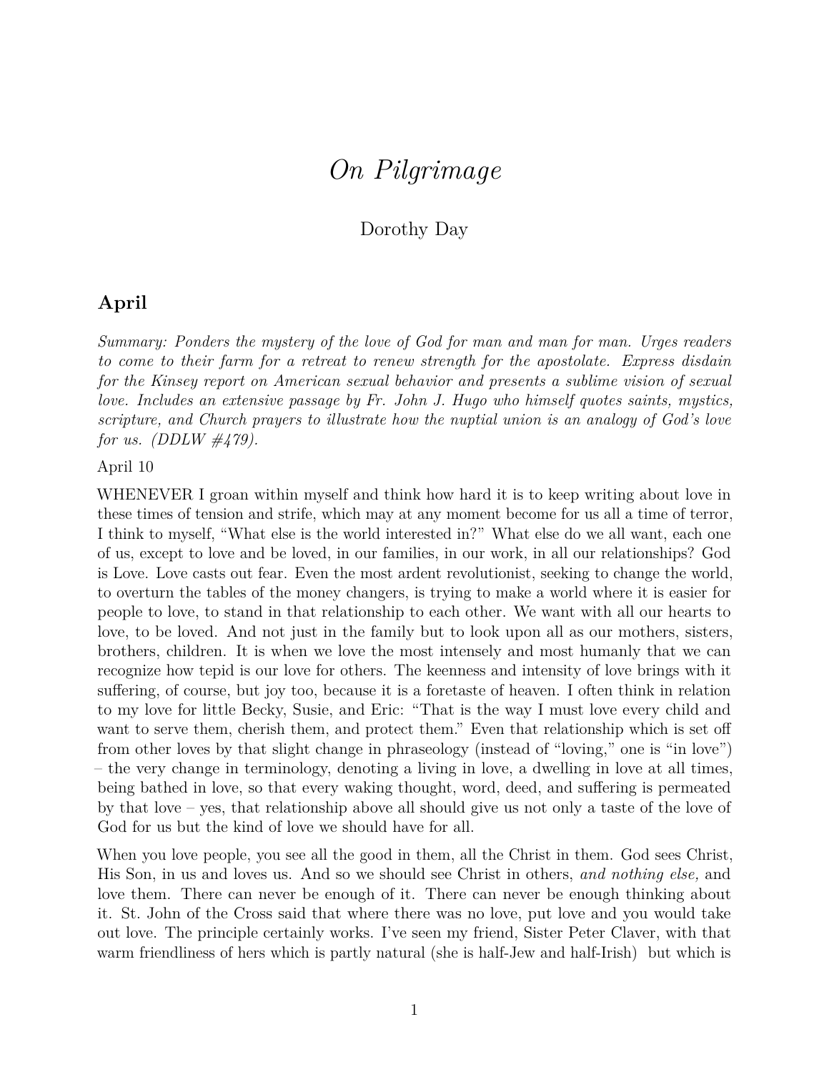# *On Pilgrimage*

Dorothy Day

## April

*Summary: Ponders the mystery of the love of God for man and man for man. Urges readers to come to their farm for a retreat to renew strength for the apostolate. Express disdain for the Kinsey report on American sexual behavior and presents a sublime vision of sexual love. Includes an extensive passage by Fr. John J. Hugo who himself quotes saints, mystics, scripture, and Church prayers to illustrate how the nuptial union is an analogy of God's love for us. (DDLW #479).*

April 10

WHENEVER I groan within myself and think how hard it is to keep writing about love in these times of tension and strife, which may at any moment become for us all a time of terror, I think to myself, "What else is the world interested in?" What else do we all want, each one of us, except to love and be loved, in our families, in our work, in all our relationships? God is Love. Love casts out fear. Even the most ardent revolutionist, seeking to change the world, to overturn the tables of the money changers, is trying to make a world where it is easier for people to love, to stand in that relationship to each other. We want with all our hearts to love, to be loved. And not just in the family but to look upon all as our mothers, sisters, brothers, children. It is when we love the most intensely and most humanly that we can recognize how tepid is our love for others. The keenness and intensity of love brings with it suffering, of course, but joy too, because it is a foretaste of heaven. I often think in relation to my love for little Becky, Susie, and Eric: "That is the way I must love every child and want to serve them, cherish them, and protect them." Even that relationship which is set off from other loves by that slight change in phraseology (instead of "loving," one is "in love") – the very change in terminology, denoting a living in love, a dwelling in love at all times, being bathed in love, so that every waking thought, word, deed, and suffering is permeated by that love – yes, that relationship above all should give us not only a taste of the love of God for us but the kind of love we should have for all.

When you love people, you see all the good in them, all the Christ in them. God sees Christ, His Son, in us and loves us. And so we should see Christ in others, *and nothing else,* and love them. There can never be enough of it. There can never be enough thinking about it. St. John of the Cross said that where there was no love, put love and you would take out love. The principle certainly works. I've seen my friend, Sister Peter Claver, with that warm friendliness of hers which is partly natural (she is half-Jew and half-Irish) but which is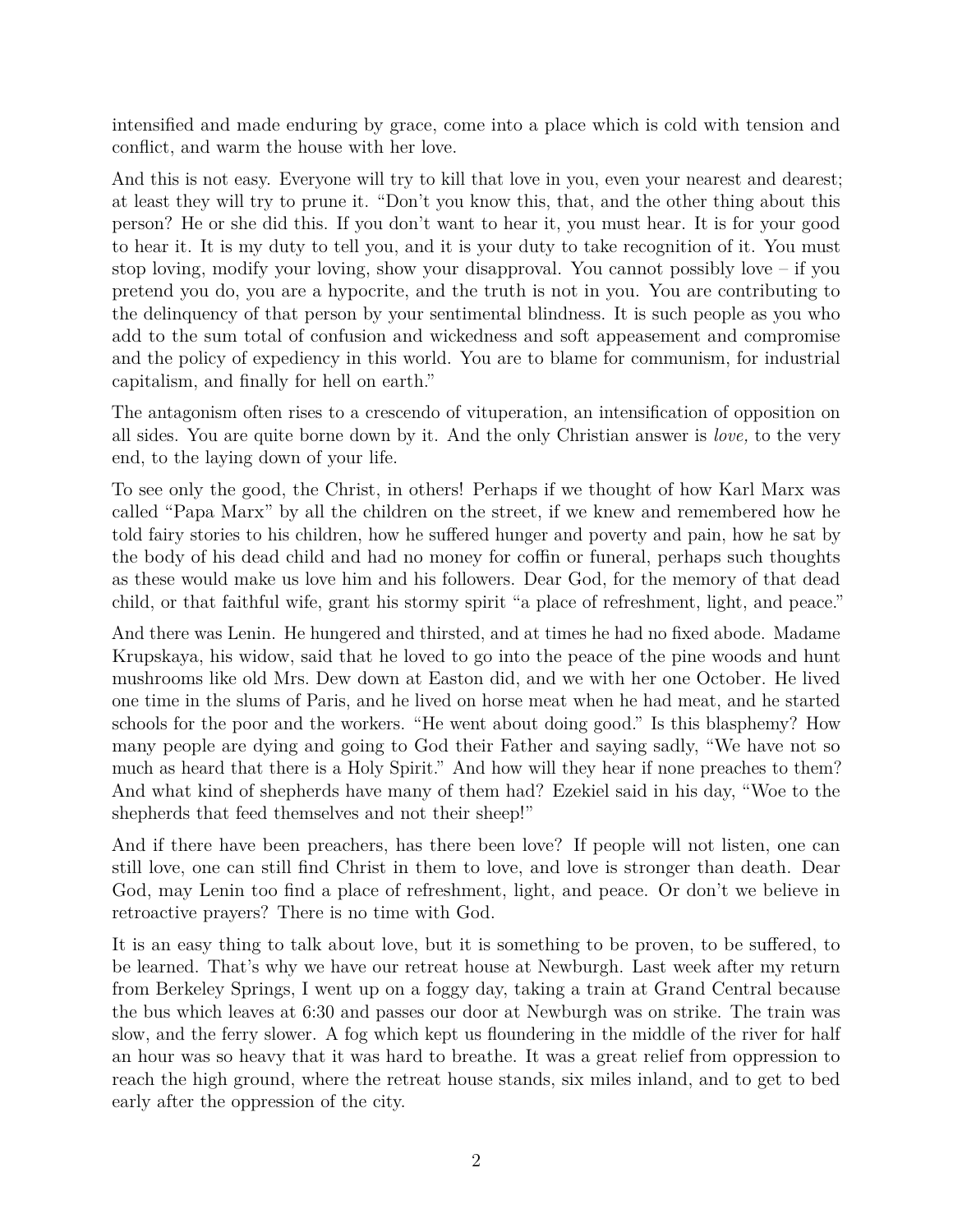intensified and made enduring by grace, come into a place which is cold with tension and conflict, and warm the house with her love.

And this is not easy. Everyone will try to kill that love in you, even your nearest and dearest; at least they will try to prune it. "Don't you know this, that, and the other thing about this person? He or she did this. If you don't want to hear it, you must hear. It is for your good to hear it. It is my duty to tell you, and it is your duty to take recognition of it. You must stop loving, modify your loving, show your disapproval. You cannot possibly love – if you pretend you do, you are a hypocrite, and the truth is not in you. You are contributing to the delinquency of that person by your sentimental blindness. It is such people as you who add to the sum total of confusion and wickedness and soft appeasement and compromise and the policy of expediency in this world. You are to blame for communism, for industrial capitalism, and finally for hell on earth."

The antagonism often rises to a crescendo of vituperation, an intensification of opposition on all sides. You are quite borne down by it. And the only Christian answer is *love,* to the very end, to the laying down of your life.

To see only the good, the Christ, in others! Perhaps if we thought of how Karl Marx was called "Papa Marx" by all the children on the street, if we knew and remembered how he told fairy stories to his children, how he suffered hunger and poverty and pain, how he sat by the body of his dead child and had no money for coffin or funeral, perhaps such thoughts as these would make us love him and his followers. Dear God, for the memory of that dead child, or that faithful wife, grant his stormy spirit "a place of refreshment, light, and peace."

And there was Lenin. He hungered and thirsted, and at times he had no fixed abode. Madame Krupskaya, his widow, said that he loved to go into the peace of the pine woods and hunt mushrooms like old Mrs. Dew down at Easton did, and we with her one October. He lived one time in the slums of Paris, and he lived on horse meat when he had meat, and he started schools for the poor and the workers. "He went about doing good." Is this blasphemy? How many people are dying and going to God their Father and saying sadly, "We have not so much as heard that there is a Holy Spirit." And how will they hear if none preaches to them? And what kind of shepherds have many of them had? Ezekiel said in his day, "Woe to the shepherds that feed themselves and not their sheep!"

And if there have been preachers, has there been love? If people will not listen, one can still love, one can still find Christ in them to love, and love is stronger than death. Dear God, may Lenin too find a place of refreshment, light, and peace. Or don't we believe in retroactive prayers? There is no time with God.

It is an easy thing to talk about love, but it is something to be proven, to be suffered, to be learned. That's why we have our retreat house at Newburgh. Last week after my return from Berkeley Springs, I went up on a foggy day, taking a train at Grand Central because the bus which leaves at 6:30 and passes our door at Newburgh was on strike. The train was slow, and the ferry slower. A fog which kept us floundering in the middle of the river for half an hour was so heavy that it was hard to breathe. It was a great relief from oppression to reach the high ground, where the retreat house stands, six miles inland, and to get to bed early after the oppression of the city.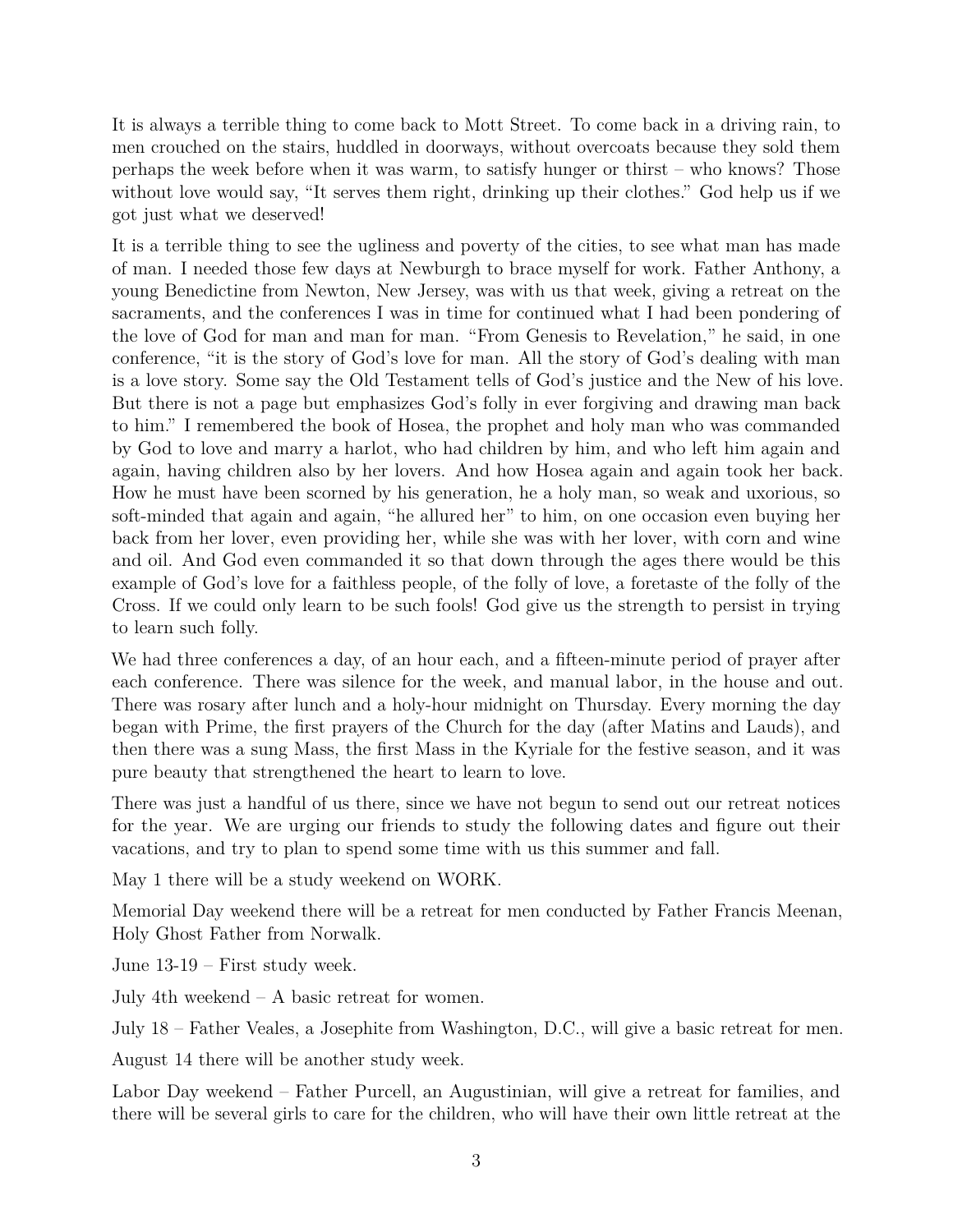It is always a terrible thing to come back to Mott Street. To come back in a driving rain, to men crouched on the stairs, huddled in doorways, without overcoats because they sold them perhaps the week before when it was warm, to satisfy hunger or thirst – who knows? Those without love would say, "It serves them right, drinking up their clothes." God help us if we got just what we deserved!

It is a terrible thing to see the ugliness and poverty of the cities, to see what man has made of man. I needed those few days at Newburgh to brace myself for work. Father Anthony, a young Benedictine from Newton, New Jersey, was with us that week, giving a retreat on the sacraments, and the conferences I was in time for continued what I had been pondering of the love of God for man and man for man. "From Genesis to Revelation," he said, in one conference, "it is the story of God's love for man. All the story of God's dealing with man is a love story. Some say the Old Testament tells of God's justice and the New of his love. But there is not a page but emphasizes God's folly in ever forgiving and drawing man back to him." I remembered the book of Hosea, the prophet and holy man who was commanded by God to love and marry a harlot, who had children by him, and who left him again and again, having children also by her lovers. And how Hosea again and again took her back. How he must have been scorned by his generation, he a holy man, so weak and uxorious, so soft-minded that again and again, "he allured her" to him, on one occasion even buying her back from her lover, even providing her, while she was with her lover, with corn and wine and oil. And God even commanded it so that down through the ages there would be this example of God's love for a faithless people, of the folly of love, a foretaste of the folly of the Cross. If we could only learn to be such fools! God give us the strength to persist in trying to learn such folly.

We had three conferences a day, of an hour each, and a fifteen-minute period of prayer after each conference. There was silence for the week, and manual labor, in the house and out. There was rosary after lunch and a holy-hour midnight on Thursday. Every morning the day began with Prime, the first prayers of the Church for the day (after Matins and Lauds), and then there was a sung Mass, the first Mass in the Kyriale for the festive season, and it was pure beauty that strengthened the heart to learn to love.

There was just a handful of us there, since we have not begun to send out our retreat notices for the year. We are urging our friends to study the following dates and figure out their vacations, and try to plan to spend some time with us this summer and fall.

May 1 there will be a study weekend on WORK.

Memorial Day weekend there will be a retreat for men conducted by Father Francis Meenan, Holy Ghost Father from Norwalk.

June 13-19 – First study week.

July 4th weekend – A basic retreat for women.

July 18 – Father Veales, a Josephite from Washington, D.C., will give a basic retreat for men.

August 14 there will be another study week.

Labor Day weekend – Father Purcell, an Augustinian, will give a retreat for families, and there will be several girls to care for the children, who will have their own little retreat at the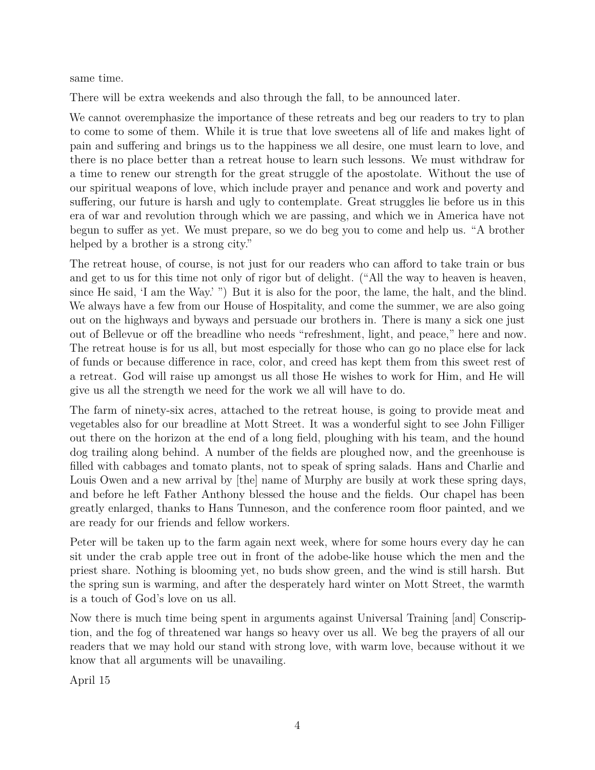same time.

There will be extra weekends and also through the fall, to be announced later.

We cannot overemphasize the importance of these retreats and beg our readers to try to plan to come to some of them. While it is true that love sweetens all of life and makes light of pain and suffering and brings us to the happiness we all desire, one must learn to love, and there is no place better than a retreat house to learn such lessons. We must withdraw for a time to renew our strength for the great struggle of the apostolate. Without the use of our spiritual weapons of love, which include prayer and penance and work and poverty and suffering, our future is harsh and ugly to contemplate. Great struggles lie before us in this era of war and revolution through which we are passing, and which we in America have not begun to suffer as yet. We must prepare, so we do beg you to come and help us. "A brother helped by a brother is a strong city."

The retreat house, of course, is not just for our readers who can afford to take train or bus and get to us for this time not only of rigor but of delight. ("All the way to heaven is heaven, since He said, 'I am the Way.' ") But it is also for the poor, the lame, the halt, and the blind. We always have a few from our House of Hospitality, and come the summer, we are also going out on the highways and byways and persuade our brothers in. There is many a sick one just out of Bellevue or off the breadline who needs "refreshment, light, and peace," here and now. The retreat house is for us all, but most especially for those who can go no place else for lack of funds or because difference in race, color, and creed has kept them from this sweet rest of a retreat. God will raise up amongst us all those He wishes to work for Him, and He will give us all the strength we need for the work we all will have to do.

The farm of ninety-six acres, attached to the retreat house, is going to provide meat and vegetables also for our breadline at Mott Street. It was a wonderful sight to see John Filliger out there on the horizon at the end of a long field, ploughing with his team, and the hound dog trailing along behind. A number of the fields are ploughed now, and the greenhouse is filled with cabbages and tomato plants, not to speak of spring salads. Hans and Charlie and Louis Owen and a new arrival by [the] name of Murphy are busily at work these spring days, and before he left Father Anthony blessed the house and the fields. Our chapel has been greatly enlarged, thanks to Hans Tunneson, and the conference room floor painted, and we are ready for our friends and fellow workers.

Peter will be taken up to the farm again next week, where for some hours every day he can sit under the crab apple tree out in front of the adobe-like house which the men and the priest share. Nothing is blooming yet, no buds show green, and the wind is still harsh. But the spring sun is warming, and after the desperately hard winter on Mott Street, the warmth is a touch of God's love on us all.

Now there is much time being spent in arguments against Universal Training [and] Conscription, and the fog of threatened war hangs so heavy over us all. We beg the prayers of all our readers that we may hold our stand with strong love, with warm love, because without it we know that all arguments will be unavailing.

April 15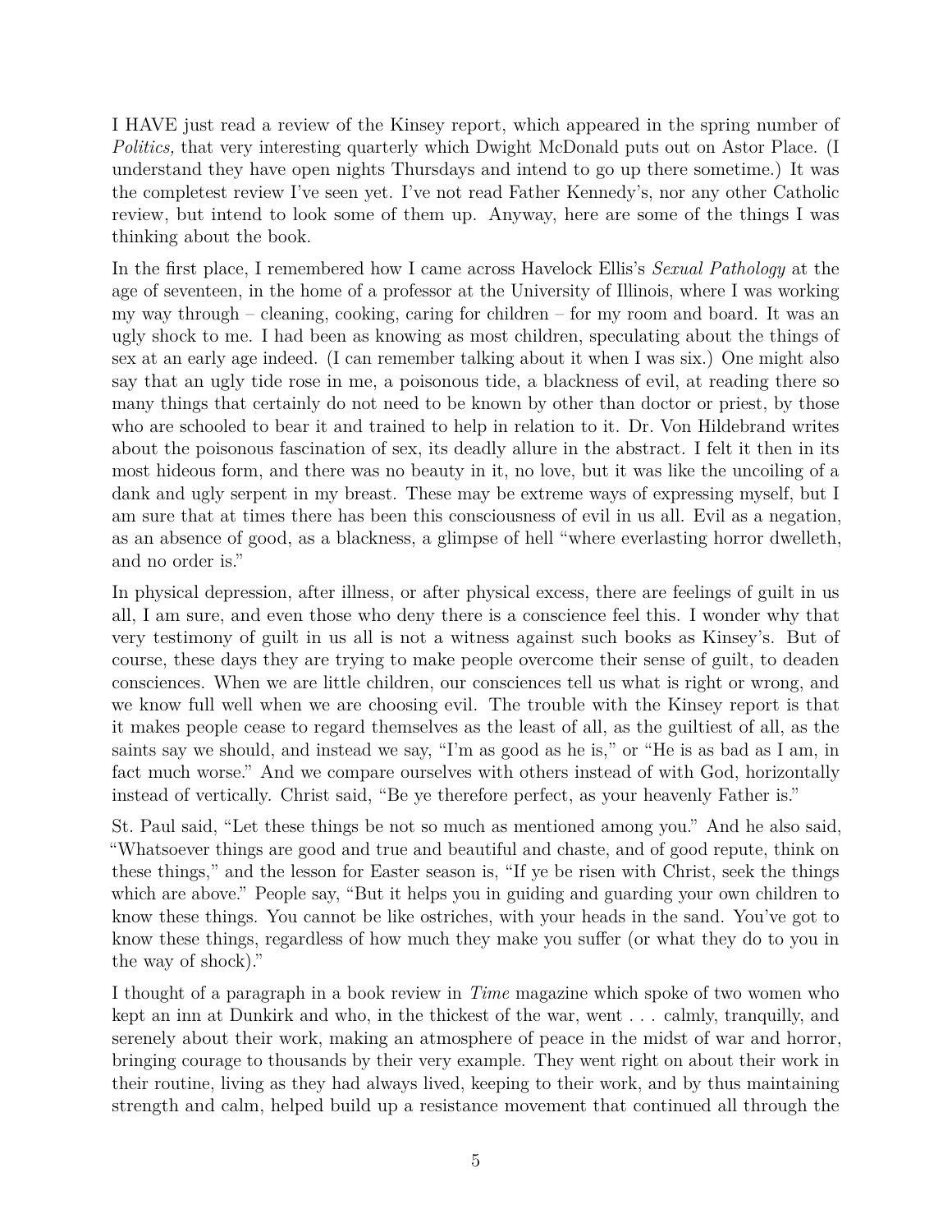I HAVE just read a review of the Kinsey report, which appeared in the spring number of *Politics,* that very interesting quarterly which Dwight McDonald puts out on Astor Place. (I understand they have open nights Thursdays and intend to go up there sometime.) It was the completest review I've seen yet. I've not read Father Kennedy's, nor any other Catholic review, but intend to look some of them up. Anyway, here are some of the things I was thinking about the book.

In the first place, I remembered how I came across Havelock Ellis's *Sexual Pathology* at the age of seventeen, in the home of a professor at the University of Illinois, where I was working my way through – cleaning, cooking, caring for children – for my room and board. It was an ugly shock to me. I had been as knowing as most children, speculating about the things of sex at an early age indeed. (I can remember talking about it when I was six.) One might also say that an ugly tide rose in me, a poisonous tide, a blackness of evil, at reading there so many things that certainly do not need to be known by other than doctor or priest, by those who are schooled to bear it and trained to help in relation to it. Dr. Von Hildebrand writes about the poisonous fascination of sex, its deadly allure in the abstract. I felt it then in its most hideous form, and there was no beauty in it, no love, but it was like the uncoiling of a dank and ugly serpent in my breast. These may be extreme ways of expressing myself, but I am sure that at times there has been this consciousness of evil in us all. Evil as a negation, as an absence of good, as a blackness, a glimpse of hell "where everlasting horror dwelleth, and no order is."

In physical depression, after illness, or after physical excess, there are feelings of guilt in us all, I am sure, and even those who deny there is a conscience feel this. I wonder why that very testimony of guilt in us all is not a witness against such books as Kinsey's. But of course, these days they are trying to make people overcome their sense of guilt, to deaden consciences. When we are little children, our consciences tell us what is right or wrong, and we know full well when we are choosing evil. The trouble with the Kinsey report is that it makes people cease to regard themselves as the least of all, as the guiltiest of all, as the saints say we should, and instead we say, "I'm as good as he is," or "He is as bad as I am, in fact much worse." And we compare ourselves with others instead of with God, horizontally instead of vertically. Christ said, "Be ye therefore perfect, as your heavenly Father is."

St. Paul said, "Let these things be not so much as mentioned among you." And he also said, "Whatsoever things are good and true and beautiful and chaste, and of good repute, think on these things," and the lesson for Easter season is, "If ye be risen with Christ, seek the things which are above." People say, "But it helps you in guiding and guarding your own children to know these things. You cannot be like ostriches, with your heads in the sand. You've got to know these things, regardless of how much they make you suffer (or what they do to you in the way of shock)."

I thought of a paragraph in a book review in *Time* magazine which spoke of two women who kept an inn at Dunkirk and who, in the thickest of the war, went . . . calmly, tranquilly, and serenely about their work, making an atmosphere of peace in the midst of war and horror, bringing courage to thousands by their very example. They went right on about their work in their routine, living as they had always lived, keeping to their work, and by thus maintaining strength and calm, helped build up a resistance movement that continued all through the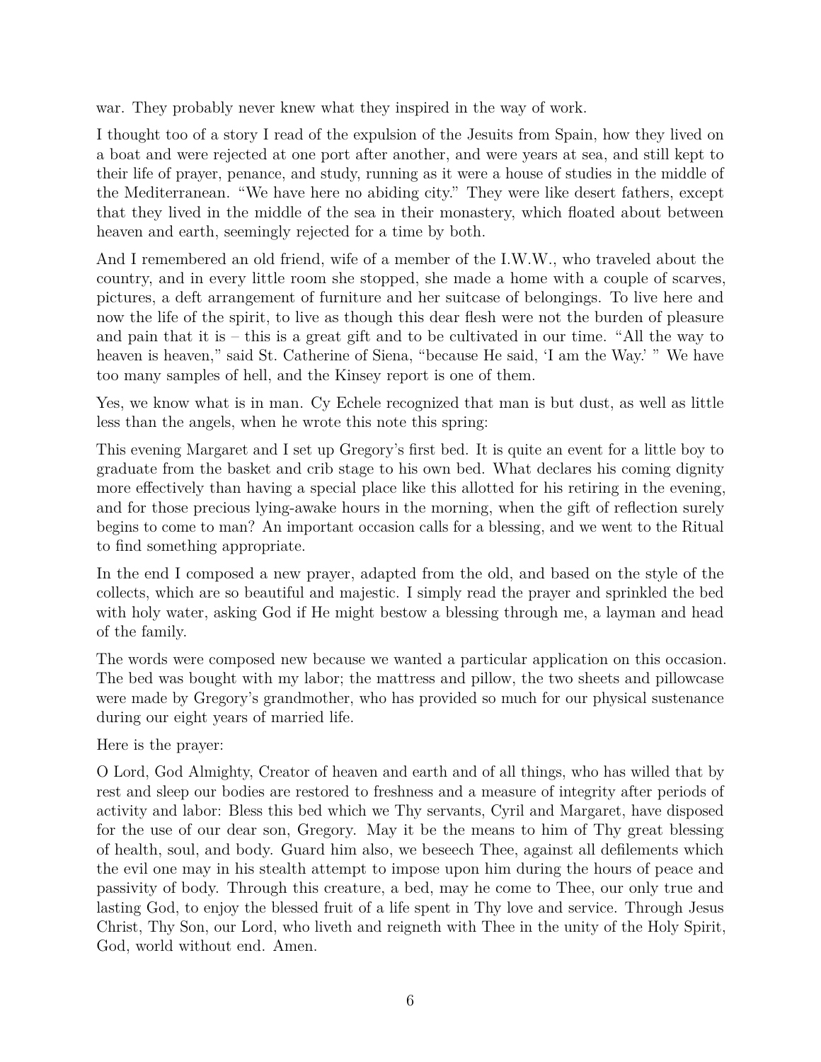war. They probably never knew what they inspired in the way of work.

I thought too of a story I read of the expulsion of the Jesuits from Spain, how they lived on a boat and were rejected at one port after another, and were years at sea, and still kept to their life of prayer, penance, and study, running as it were a house of studies in the middle of the Mediterranean. "We have here no abiding city." They were like desert fathers, except that they lived in the middle of the sea in their monastery, which floated about between heaven and earth, seemingly rejected for a time by both.

And I remembered an old friend, wife of a member of the I.W.W., who traveled about the country, and in every little room she stopped, she made a home with a couple of scarves, pictures, a deft arrangement of furniture and her suitcase of belongings. To live here and now the life of the spirit, to live as though this dear flesh were not the burden of pleasure and pain that it is – this is a great gift and to be cultivated in our time. "All the way to heaven is heaven," said St. Catherine of Siena, "because He said, 'I am the Way.' " We have too many samples of hell, and the Kinsey report is one of them.

Yes, we know what is in man. Cy Echele recognized that man is but dust, as well as little less than the angels, when he wrote this note this spring:

This evening Margaret and I set up Gregory's first bed. It is quite an event for a little boy to graduate from the basket and crib stage to his own bed. What declares his coming dignity more effectively than having a special place like this allotted for his retiring in the evening, and for those precious lying-awake hours in the morning, when the gift of reflection surely begins to come to man? An important occasion calls for a blessing, and we went to the Ritual to find something appropriate.

In the end I composed a new prayer, adapted from the old, and based on the style of the collects, which are so beautiful and majestic. I simply read the prayer and sprinkled the bed with holy water, asking God if He might bestow a blessing through me, a layman and head of the family.

The words were composed new because we wanted a particular application on this occasion. The bed was bought with my labor; the mattress and pillow, the two sheets and pillowcase were made by Gregory's grandmother, who has provided so much for our physical sustenance during our eight years of married life.

Here is the prayer:

O Lord, God Almighty, Creator of heaven and earth and of all things, who has willed that by rest and sleep our bodies are restored to freshness and a measure of integrity after periods of activity and labor: Bless this bed which we Thy servants, Cyril and Margaret, have disposed for the use of our dear son, Gregory. May it be the means to him of Thy great blessing of health, soul, and body. Guard him also, we beseech Thee, against all defilements which the evil one may in his stealth attempt to impose upon him during the hours of peace and passivity of body. Through this creature, a bed, may he come to Thee, our only true and lasting God, to enjoy the blessed fruit of a life spent in Thy love and service. Through Jesus Christ, Thy Son, our Lord, who liveth and reigneth with Thee in the unity of the Holy Spirit, God, world without end. Amen.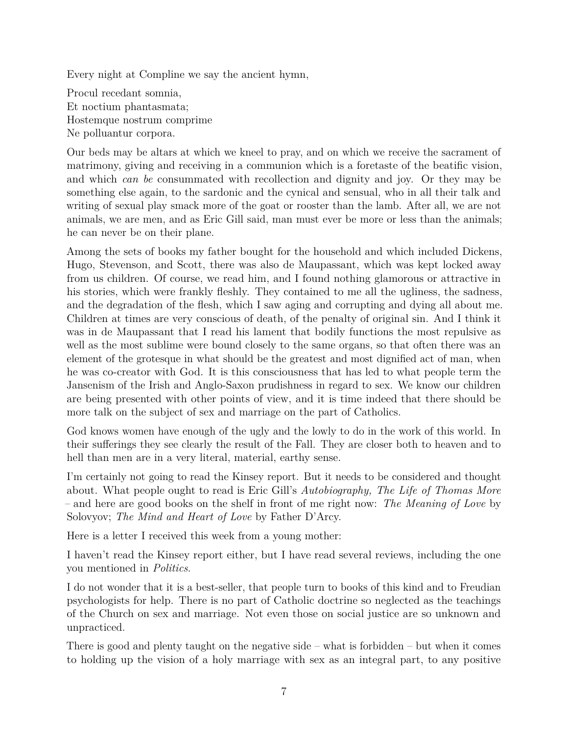Every night at Compline we say the ancient hymn,

Procul recedant somnia,
Et noctium phantasmata;
Hostemque nostrum comprime
Ne polluantur corpora.

Our beds may be altars at which we kneel to pray, and on which we receive the sacrament of matrimony, giving and receiving in a communion which is a foretaste of the beatific vision, and which *can be* consummated with recollection and dignity and joy. Or they may be something else again, to the sardonic and the cynical and sensual, who in all their talk and writing of sexual play smack more of the goat or rooster than the lamb. After all, we are not animals, we are men, and as Eric Gill said, man must ever be more or less than the animals; he can never be on their plane.

Among the sets of books my father bought for the household and which included Dickens, Hugo, Stevenson, and Scott, there was also de Maupassant, which was kept locked away from us children. Of course, we read him, and I found nothing glamorous or attractive in his stories, which were frankly fleshly. They contained to me all the ugliness, the sadness, and the degradation of the flesh, which I saw aging and corrupting and dying all about me. Children at times are very conscious of death, of the penalty of original sin. And I think it was in de Maupassant that I read his lament that bodily functions the most repulsive as well as the most sublime were bound closely to the same organs, so that often there was an element of the grotesque in what should be the greatest and most dignified act of man, when he was co-creator with God. It is this consciousness that has led to what people term the Jansenism of the Irish and Anglo-Saxon prudishness in regard to sex. We know our children are being presented with other points of view, and it is time indeed that there should be more talk on the subject of sex and marriage on the part of Catholics.

God knows women have enough of the ugly and the lowly to do in the work of this world. In their sufferings they see clearly the result of the Fall. They are closer both to heaven and to hell than men are in a very literal, material, earthy sense.

I'm certainly not going to read the Kinsey report. But it needs to be considered and thought about. What people ought to read is Eric Gill's *Autobiography, The Life of Thomas More* – and here are good books on the shelf in front of me right now: *The Meaning of Love* by Solovyov; *The Mind and Heart of Love* by Father D'Arcy.

Here is a letter I received this week from a young mother:

I haven't read the Kinsey report either, but I have read several reviews, including the one you mentioned in *Politics*.

I do not wonder that it is a best-seller, that people turn to books of this kind and to Freudian psychologists for help. There is no part of Catholic doctrine so neglected as the teachings of the Church on sex and marriage. Not even those on social justice are so unknown and unpracticed.

There is good and plenty taught on the negative side – what is forbidden – but when it comes to holding up the vision of a holy marriage with sex as an integral part, to any positive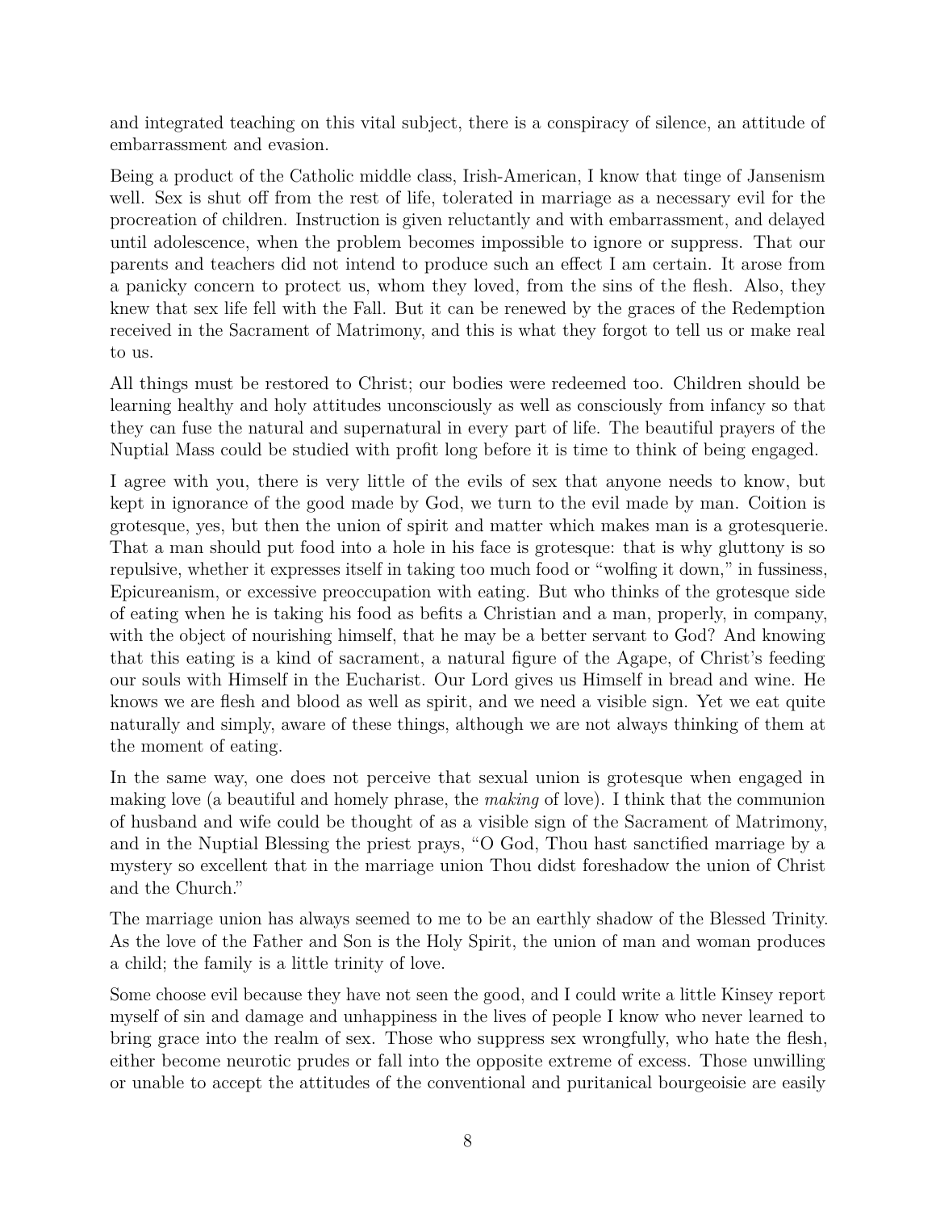and integrated teaching on this vital subject, there is a conspiracy of silence, an attitude of embarrassment and evasion.

Being a product of the Catholic middle class, Irish-American, I know that tinge of Jansenism well. Sex is shut off from the rest of life, tolerated in marriage as a necessary evil for the procreation of children. Instruction is given reluctantly and with embarrassment, and delayed until adolescence, when the problem becomes impossible to ignore or suppress. That our parents and teachers did not intend to produce such an effect I am certain. It arose from a panicky concern to protect us, whom they loved, from the sins of the flesh. Also, they knew that sex life fell with the Fall. But it can be renewed by the graces of the Redemption received in the Sacrament of Matrimony, and this is what they forgot to tell us or make real to us.

All things must be restored to Christ; our bodies were redeemed too. Children should be learning healthy and holy attitudes unconsciously as well as consciously from infancy so that they can fuse the natural and supernatural in every part of life. The beautiful prayers of the Nuptial Mass could be studied with profit long before it is time to think of being engaged.

I agree with you, there is very little of the evils of sex that anyone needs to know, but kept in ignorance of the good made by God, we turn to the evil made by man. Coition is grotesque, yes, but then the union of spirit and matter which makes man is a grotesquerie. That a man should put food into a hole in his face is grotesque: that is why gluttony is so repulsive, whether it expresses itself in taking too much food or "wolfing it down," in fussiness, Epicureanism, or excessive preoccupation with eating. But who thinks of the grotesque side of eating when he is taking his food as befits a Christian and a man, properly, in company, with the object of nourishing himself, that he may be a better servant to God? And knowing that this eating is a kind of sacrament, a natural figure of the Agape, of Christ's feeding our souls with Himself in the Eucharist. Our Lord gives us Himself in bread and wine. He knows we are flesh and blood as well as spirit, and we need a visible sign. Yet we eat quite naturally and simply, aware of these things, although we are not always thinking of them at the moment of eating.

In the same way, one does not perceive that sexual union is grotesque when engaged in making love (a beautiful and homely phrase, the *making* of love). I think that the communion of husband and wife could be thought of as a visible sign of the Sacrament of Matrimony, and in the Nuptial Blessing the priest prays, "O God, Thou hast sanctified marriage by a mystery so excellent that in the marriage union Thou didst foreshadow the union of Christ and the Church."

The marriage union has always seemed to me to be an earthly shadow of the Blessed Trinity. As the love of the Father and Son is the Holy Spirit, the union of man and woman produces a child; the family is a little trinity of love.

Some choose evil because they have not seen the good, and I could write a little Kinsey report myself of sin and damage and unhappiness in the lives of people I know who never learned to bring grace into the realm of sex. Those who suppress sex wrongfully, who hate the flesh, either become neurotic prudes or fall into the opposite extreme of excess. Those unwilling or unable to accept the attitudes of the conventional and puritanical bourgeoisie are easily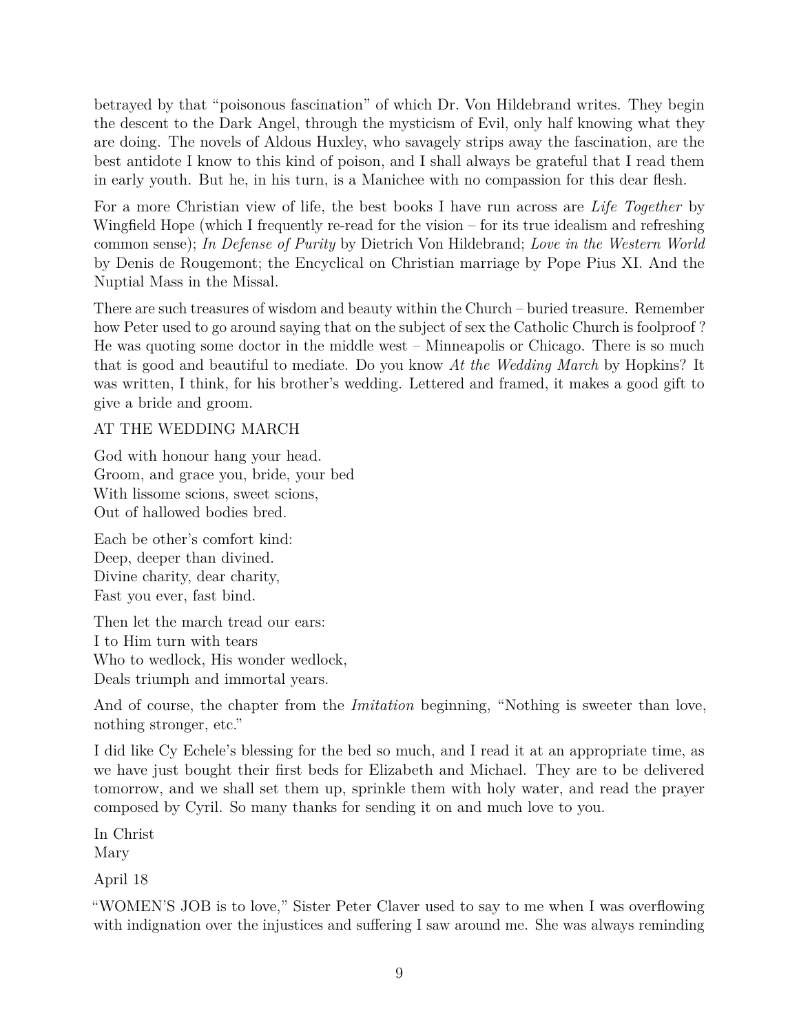betrayed by that "poisonous fascination" of which Dr. Von Hildebrand writes. They begin the descent to the Dark Angel, through the mysticism of Evil, only half knowing what they are doing. The novels of Aldous Huxley, who savagely strips away the fascination, are the best antidote I know to this kind of poison, and I shall always be grateful that I read them in early youth. But he, in his turn, is a Manichee with no compassion for this dear flesh.

For a more Christian view of life, the best books I have run across are *Life Together* by Wingfield Hope (which I frequently re-read for the vision – for its true idealism and refreshing common sense); *In Defense of Purity* by Dietrich Von Hildebrand; *Love in the Western World* by Denis de Rougemont; the Encyclical on Christian marriage by Pope Pius XI. And the Nuptial Mass in the Missal.

There are such treasures of wisdom and beauty within the Church – buried treasure. Remember how Peter used to go around saying that on the subject of sex the Catholic Church is foolproof ? He was quoting some doctor in the middle west – Minneapolis or Chicago. There is so much that is good and beautiful to mediate. Do you know *At the Wedding March* by Hopkins? It was written, I think, for his brother's wedding. Lettered and framed, it makes a good gift to give a bride and groom.

AT THE WEDDING MARCH

God with honour hang your head.  
Groom, and grace you, bride, your bed  
With lissome scions, sweet scions,  
Out of hallowed bodies bred.

Each be other's comfort kind:  
Deep, deeper than divined.  
Divine charity, dear charity,  
Fast you ever, fast bind.

Then let the march tread our ears:  
I to Him turn with tears  
Who to wedlock, His wonder wedlock,  
Deals triumph and immortal years.

And of course, the chapter from the *Imitation* beginning, "Nothing is sweeter than love, nothing stronger, etc."

I did like Cy Echele's blessing for the bed so much, and I read it at an appropriate time, as we have just bought their first beds for Elizabeth and Michael. They are to be delivered tomorrow, and we shall set them up, sprinkle them with holy water, and read the prayer composed by Cyril. So many thanks for sending it on and much love to you.

In Christ  
Mary

April 18

"WOMEN'S JOB is to love," Sister Peter Claver used to say to me when I was overflowing with indignation over the injustices and suffering I saw around me. She was always reminding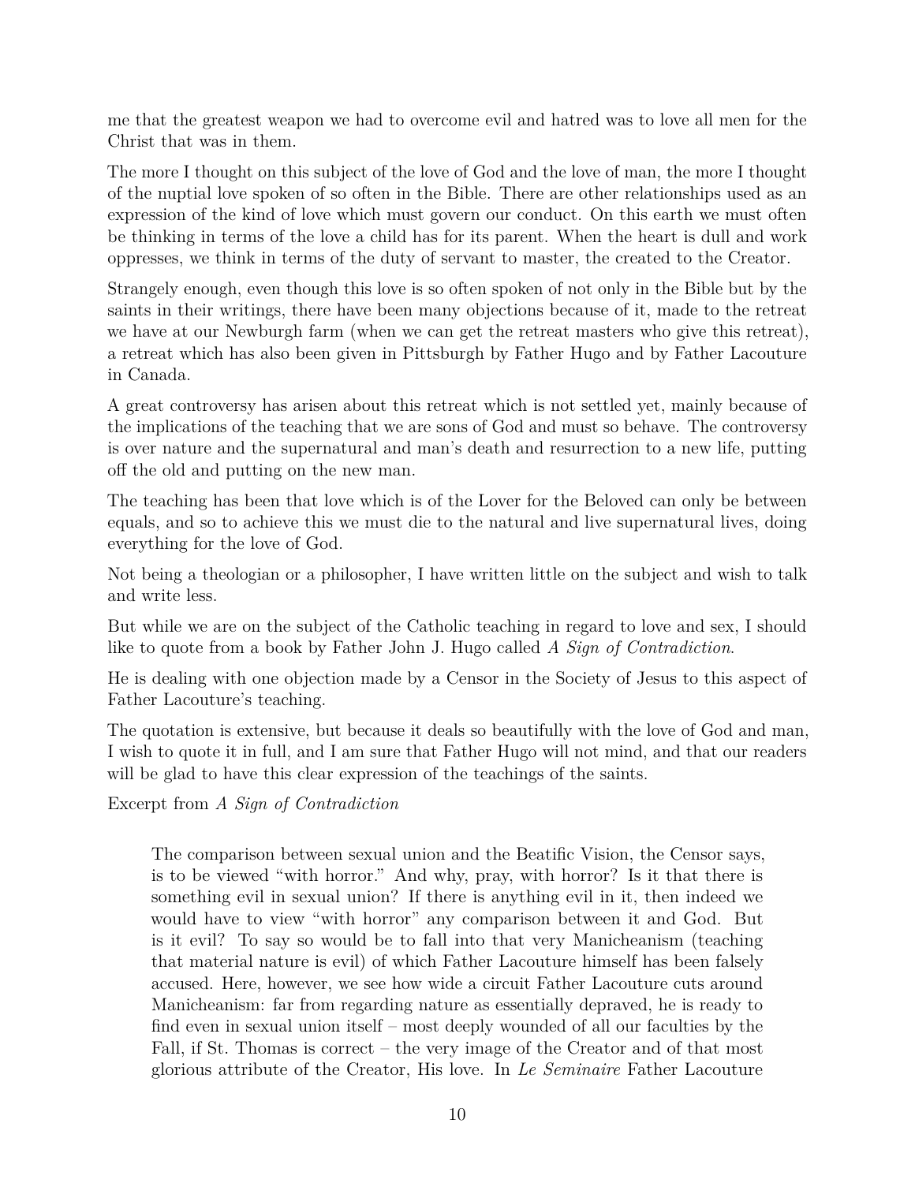me that the greatest weapon we had to overcome evil and hatred was to love all men for the Christ that was in them.

The more I thought on this subject of the love of God and the love of man, the more I thought of the nuptial love spoken of so often in the Bible. There are other relationships used as an expression of the kind of love which must govern our conduct. On this earth we must often be thinking in terms of the love a child has for its parent. When the heart is dull and work oppresses, we think in terms of the duty of servant to master, the created to the Creator.

Strangely enough, even though this love is so often spoken of not only in the Bible but by the saints in their writings, there have been many objections because of it, made to the retreat we have at our Newburgh farm (when we can get the retreat masters who give this retreat), a retreat which has also been given in Pittsburgh by Father Hugo and by Father Lacouture in Canada.

A great controversy has arisen about this retreat which is not settled yet, mainly because of the implications of the teaching that we are sons of God and must so behave. The controversy is over nature and the supernatural and man's death and resurrection to a new life, putting off the old and putting on the new man.

The teaching has been that love which is of the Lover for the Beloved can only be between equals, and so to achieve this we must die to the natural and live supernatural lives, doing everything for the love of God.

Not being a theologian or a philosopher, I have written little on the subject and wish to talk and write less.

But while we are on the subject of the Catholic teaching in regard to love and sex, I should like to quote from a book by Father John J. Hugo called *A Sign of Contradiction*.

He is dealing with one objection made by a Censor in the Society of Jesus to this aspect of Father Lacouture's teaching.

The quotation is extensive, but because it deals so beautifully with the love of God and man, I wish to quote it in full, and I am sure that Father Hugo will not mind, and that our readers will be glad to have this clear expression of the teachings of the saints.

Excerpt from *A Sign of Contradiction*

> The comparison between sexual union and the Beatific Vision, the Censor says, is to be viewed "with horror." And why, pray, with horror? Is it that there is something evil in sexual union? If there is anything evil in it, then indeed we would have to view "with horror" any comparison between it and God. But is it evil? To say so would be to fall into that very Manicheanism (teaching that material nature is evil) of which Father Lacouture himself has been falsely accused. Here, however, we see how wide a circuit Father Lacouture cuts around Manicheanism: far from regarding nature as essentially depraved, he is ready to find even in sexual union itself – most deeply wounded of all our faculties by the Fall, if St. Thomas is correct – the very image of the Creator and of that most glorious attribute of the Creator, His love. In *Le Seminaire* Father Lacouture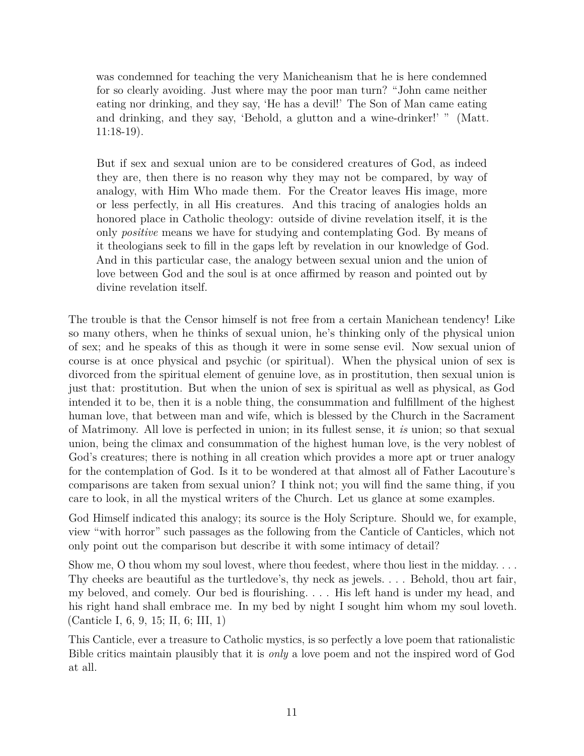> was condemned for teaching the very Manicheanism that he is here condemned for so clearly avoiding. Just where may the poor man turn? "John came neither eating nor drinking, and they say, 'He has a devil!' The Son of Man came eating and drinking, and they say, 'Behold, a glutton and a wine-drinker!' " (Matt. 11:18-19).
>
> But if sex and sexual union are to be considered creatures of God, as indeed they are, then there is no reason why they may not be compared, by way of analogy, with Him Who made them. For the Creator leaves His image, more or less perfectly, in all His creatures. And this tracing of analogies holds an honored place in Catholic theology: outside of divine revelation itself, it is the only *positive* means we have for studying and contemplating God. By means of it theologians seek to fill in the gaps left by revelation in our knowledge of God. And in this particular case, the analogy between sexual union and the union of love between God and the soul is at once affirmed by reason and pointed out by divine revelation itself.

The trouble is that the Censor himself is not free from a certain Manichean tendency! Like so many others, when he thinks of sexual union, he's thinking only of the physical union of sex; and he speaks of this as though it were in some sense evil. Now sexual union of course is at once physical and psychic (or spiritual). When the physical union of sex is divorced from the spiritual element of genuine love, as in prostitution, then sexual union is just that: prostitution. But when the union of sex is spiritual as well as physical, as God intended it to be, then it is a noble thing, the consummation and fulfillment of the highest human love, that between man and wife, which is blessed by the Church in the Sacrament of Matrimony. All love is perfected in union; in its fullest sense, it *is* union; so that sexual union, being the climax and consummation of the highest human love, is the very noblest of God's creatures; there is nothing in all creation which provides a more apt or truer analogy for the contemplation of God. Is it to be wondered at that almost all of Father Lacouture's comparisons are taken from sexual union? I think not; you will find the same thing, if you care to look, in all the mystical writers of the Church. Let us glance at some examples.

God Himself indicated this analogy; its source is the Holy Scripture. Should we, for example, view "with horror" such passages as the following from the Canticle of Canticles, which not only point out the comparison but describe it with some intimacy of detail?

Show me, O thou whom my soul lovest, where thou feedest, where thou liest in the midday. . . . Thy cheeks are beautiful as the turtledove's, thy neck as jewels. . . . Behold, thou art fair, my beloved, and comely. Our bed is flourishing. . . . His left hand is under my head, and his right hand shall embrace me. In my bed by night I sought him whom my soul loveth. (Canticle I, 6, 9, 15; II, 6; III, 1)

This Canticle, ever a treasure to Catholic mystics, is so perfectly a love poem that rationalistic Bible critics maintain plausibly that it is *only* a love poem and not the inspired word of God at all.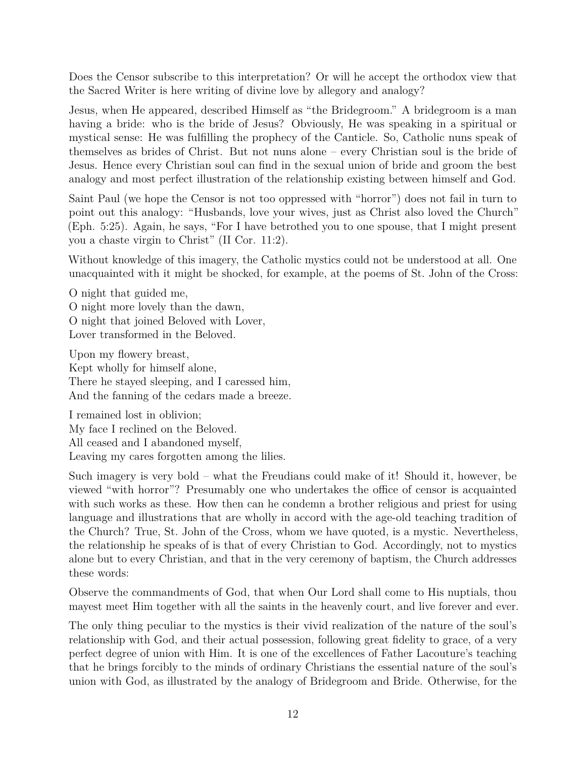Does the Censor subscribe to this interpretation? Or will he accept the orthodox view that the Sacred Writer is here writing of divine love by allegory and analogy?

Jesus, when He appeared, described Himself as "the Bridegroom." A bridegroom is a man having a bride: who is the bride of Jesus? Obviously, He was speaking in a spiritual or mystical sense: He was fulfilling the prophecy of the Canticle. So, Catholic nuns speak of themselves as brides of Christ. But not nuns alone – every Christian soul is the bride of Jesus. Hence every Christian soul can find in the sexual union of bride and groom the best analogy and most perfect illustration of the relationship existing between himself and God.

Saint Paul (we hope the Censor is not too oppressed with "horror") does not fail in turn to point out this analogy: "Husbands, love your wives, just as Christ also loved the Church" (Eph. 5:25). Again, he says, "For I have betrothed you to one spouse, that I might present you a chaste virgin to Christ" (II Cor. 11:2).

Without knowledge of this imagery, the Catholic mystics could not be understood at all. One unacquainted with it might be shocked, for example, at the poems of St. John of the Cross:

O night that guided me,  
O night more lovely than the dawn,  
O night that joined Beloved with Lover,  
Lover transformed in the Beloved.

Upon my flowery breast,  
Kept wholly for himself alone,  
There he stayed sleeping, and I caressed him,  
And the fanning of the cedars made a breeze.

I remained lost in oblivion;  
My face I reclined on the Beloved.  
All ceased and I abandoned myself,  
Leaving my cares forgotten among the lilies.

Such imagery is very bold – what the Freudians could make of it! Should it, however, be viewed "with horror"? Presumably one who undertakes the office of censor is acquainted with such works as these. How then can he condemn a brother religious and priest for using language and illustrations that are wholly in accord with the age-old teaching tradition of the Church? True, St. John of the Cross, whom we have quoted, is a mystic. Nevertheless, the relationship he speaks of is that of every Christian to God. Accordingly, not to mystics alone but to every Christian, and that in the very ceremony of baptism, the Church addresses these words:

Observe the commandments of God, that when Our Lord shall come to His nuptials, thou mayest meet Him together with all the saints in the heavenly court, and live forever and ever.

The only thing peculiar to the mystics is their vivid realization of the nature of the soul's relationship with God, and their actual possession, following great fidelity to grace, of a very perfect degree of union with Him. It is one of the excellences of Father Lacouture's teaching that he brings forcibly to the minds of ordinary Christians the essential nature of the soul's union with God, as illustrated by the analogy of Bridegroom and Bride. Otherwise, for the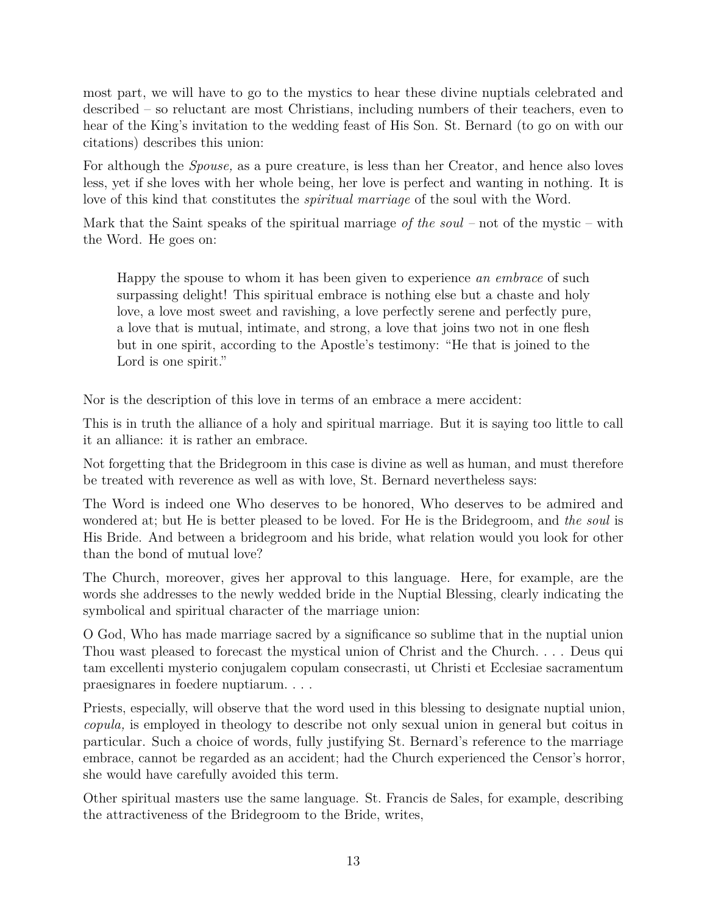most part, we will have to go to the mystics to hear these divine nuptials celebrated and described – so reluctant are most Christians, including numbers of their teachers, even to hear of the King's invitation to the wedding feast of His Son. St. Bernard (to go on with our citations) describes this union:

For although the *Spouse,* as a pure creature, is less than her Creator, and hence also loves less, yet if she loves with her whole being, her love is perfect and wanting in nothing. It is love of this kind that constitutes the *spiritual marriage* of the soul with the Word.

Mark that the Saint speaks of the spiritual marriage *of the soul* – not of the mystic – with the Word. He goes on:

> Happy the spouse to whom it has been given to experience *an embrace* of such surpassing delight! This spiritual embrace is nothing else but a chaste and holy love, a love most sweet and ravishing, a love perfectly serene and perfectly pure, a love that is mutual, intimate, and strong, a love that joins two not in one flesh but in one spirit, according to the Apostle's testimony: "He that is joined to the Lord is one spirit."

Nor is the description of this love in terms of an embrace a mere accident:

This is in truth the alliance of a holy and spiritual marriage. But it is saying too little to call it an alliance: it is rather an embrace.

Not forgetting that the Bridegroom in this case is divine as well as human, and must therefore be treated with reverence as well as with love, St. Bernard nevertheless says:

The Word is indeed one Who deserves to be honored, Who deserves to be admired and wondered at; but He is better pleased to be loved. For He is the Bridegroom, and *the soul* is His Bride. And between a bridegroom and his bride, what relation would you look for other than the bond of mutual love?

The Church, moreover, gives her approval to this language. Here, for example, are the words she addresses to the newly wedded bride in the Nuptial Blessing, clearly indicating the symbolical and spiritual character of the marriage union:

O God, Who has made marriage sacred by a significance so sublime that in the nuptial union Thou wast pleased to forecast the mystical union of Christ and the Church. . . . Deus qui tam excellenti mysterio conjugalem copulam consecrasti, ut Christi et Ecclesiae sacramentum praesignares in foedere nuptiarum. . . .

Priests, especially, will observe that the word used in this blessing to designate nuptial union, *copula,* is employed in theology to describe not only sexual union in general but coitus in particular. Such a choice of words, fully justifying St. Bernard's reference to the marriage embrace, cannot be regarded as an accident; had the Church experienced the Censor's horror, she would have carefully avoided this term.

Other spiritual masters use the same language. St. Francis de Sales, for example, describing the attractiveness of the Bridegroom to the Bride, writes,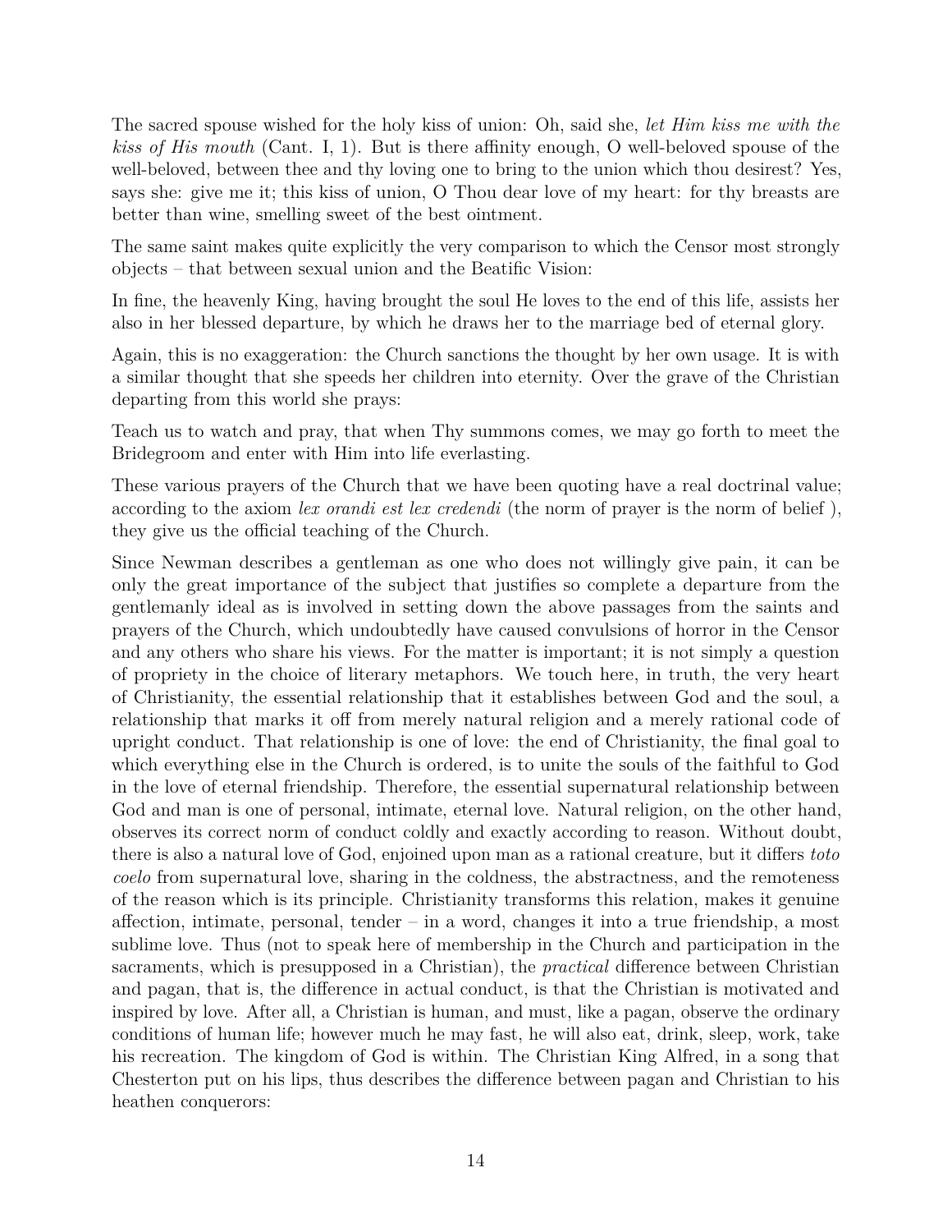The sacred spouse wished for the holy kiss of union: Oh, said she, *let Him kiss me with the kiss of His mouth* (Cant. I, 1). But is there affinity enough, O well-beloved spouse of the well-beloved, between thee and thy loving one to bring to the union which thou desirest? Yes, says she: give me it; this kiss of union, O Thou dear love of my heart: for thy breasts are better than wine, smelling sweet of the best ointment.

The same saint makes quite explicitly the very comparison to which the Censor most strongly objects – that between sexual union and the Beatific Vision:

In fine, the heavenly King, having brought the soul He loves to the end of this life, assists her also in her blessed departure, by which he draws her to the marriage bed of eternal glory.

Again, this is no exaggeration: the Church sanctions the thought by her own usage. It is with a similar thought that she speeds her children into eternity. Over the grave of the Christian departing from this world she prays:

Teach us to watch and pray, that when Thy summons comes, we may go forth to meet the Bridegroom and enter with Him into life everlasting.

These various prayers of the Church that we have been quoting have a real doctrinal value; according to the axiom *lex orandi est lex credendi* (the norm of prayer is the norm of belief ), they give us the official teaching of the Church.

Since Newman describes a gentleman as one who does not willingly give pain, it can be only the great importance of the subject that justifies so complete a departure from the gentlemanly ideal as is involved in setting down the above passages from the saints and prayers of the Church, which undoubtedly have caused convulsions of horror in the Censor and any others who share his views. For the matter is important; it is not simply a question of propriety in the choice of literary metaphors. We touch here, in truth, the very heart of Christianity, the essential relationship that it establishes between God and the soul, a relationship that marks it off from merely natural religion and a merely rational code of upright conduct. That relationship is one of love: the end of Christianity, the final goal to which everything else in the Church is ordered, is to unite the souls of the faithful to God in the love of eternal friendship. Therefore, the essential supernatural relationship between God and man is one of personal, intimate, eternal love. Natural religion, on the other hand, observes its correct norm of conduct coldly and exactly according to reason. Without doubt, there is also a natural love of God, enjoined upon man as a rational creature, but it differs *toto coelo* from supernatural love, sharing in the coldness, the abstractness, and the remoteness of the reason which is its principle. Christianity transforms this relation, makes it genuine affection, intimate, personal, tender – in a word, changes it into a true friendship, a most sublime love. Thus (not to speak here of membership in the Church and participation in the sacraments, which is presupposed in a Christian), the *practical* difference between Christian and pagan, that is, the difference in actual conduct, is that the Christian is motivated and inspired by love. After all, a Christian is human, and must, like a pagan, observe the ordinary conditions of human life; however much he may fast, he will also eat, drink, sleep, work, take his recreation. The kingdom of God is within. The Christian King Alfred, in a song that Chesterton put on his lips, thus describes the difference between pagan and Christian to his heathen conquerors: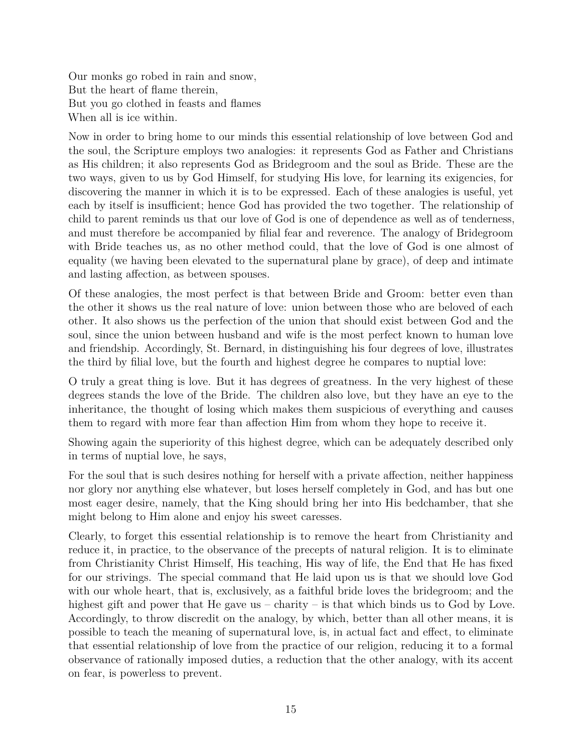Our monks go robed in rain and snow,  
But the heart of flame therein,  
But you go clothed in feasts and flames  
When all is ice within.

Now in order to bring home to our minds this essential relationship of love between God and the soul, the Scripture employs two analogies: it represents God as Father and Christians as His children; it also represents God as Bridegroom and the soul as Bride. These are the two ways, given to us by God Himself, for studying His love, for learning its exigencies, for discovering the manner in which it is to be expressed. Each of these analogies is useful, yet each by itself is insufficient; hence God has provided the two together. The relationship of child to parent reminds us that our love of God is one of dependence as well as of tenderness, and must therefore be accompanied by filial fear and reverence. The analogy of Bridegroom with Bride teaches us, as no other method could, that the love of God is one almost of equality (we having been elevated to the supernatural plane by grace), of deep and intimate and lasting affection, as between spouses.

Of these analogies, the most perfect is that between Bride and Groom: better even than the other it shows us the real nature of love: union between those who are beloved of each other. It also shows us the perfection of the union that should exist between God and the soul, since the union between husband and wife is the most perfect known to human love and friendship. Accordingly, St. Bernard, in distinguishing his four degrees of love, illustrates the third by filial love, but the fourth and highest degree he compares to nuptial love:

O truly a great thing is love. But it has degrees of greatness. In the very highest of these degrees stands the love of the Bride. The children also love, but they have an eye to the inheritance, the thought of losing which makes them suspicious of everything and causes them to regard with more fear than affection Him from whom they hope to receive it.

Showing again the superiority of this highest degree, which can be adequately described only in terms of nuptial love, he says,

For the soul that is such desires nothing for herself with a private affection, neither happiness nor glory nor anything else whatever, but loses herself completely in God, and has but one most eager desire, namely, that the King should bring her into His bedchamber, that she might belong to Him alone and enjoy his sweet caresses.

Clearly, to forget this essential relationship is to remove the heart from Christianity and reduce it, in practice, to the observance of the precepts of natural religion. It is to eliminate from Christianity Christ Himself, His teaching, His way of life, the End that He has fixed for our strivings. The special command that He laid upon us is that we should love God with our whole heart, that is, exclusively, as a faithful bride loves the bridegroom; and the highest gift and power that He gave us – charity – is that which binds us to God by Love. Accordingly, to throw discredit on the analogy, by which, better than all other means, it is possible to teach the meaning of supernatural love, is, in actual fact and effect, to eliminate that essential relationship of love from the practice of our religion, reducing it to a formal observance of rationally imposed duties, a reduction that the other analogy, with its accent on fear, is powerless to prevent.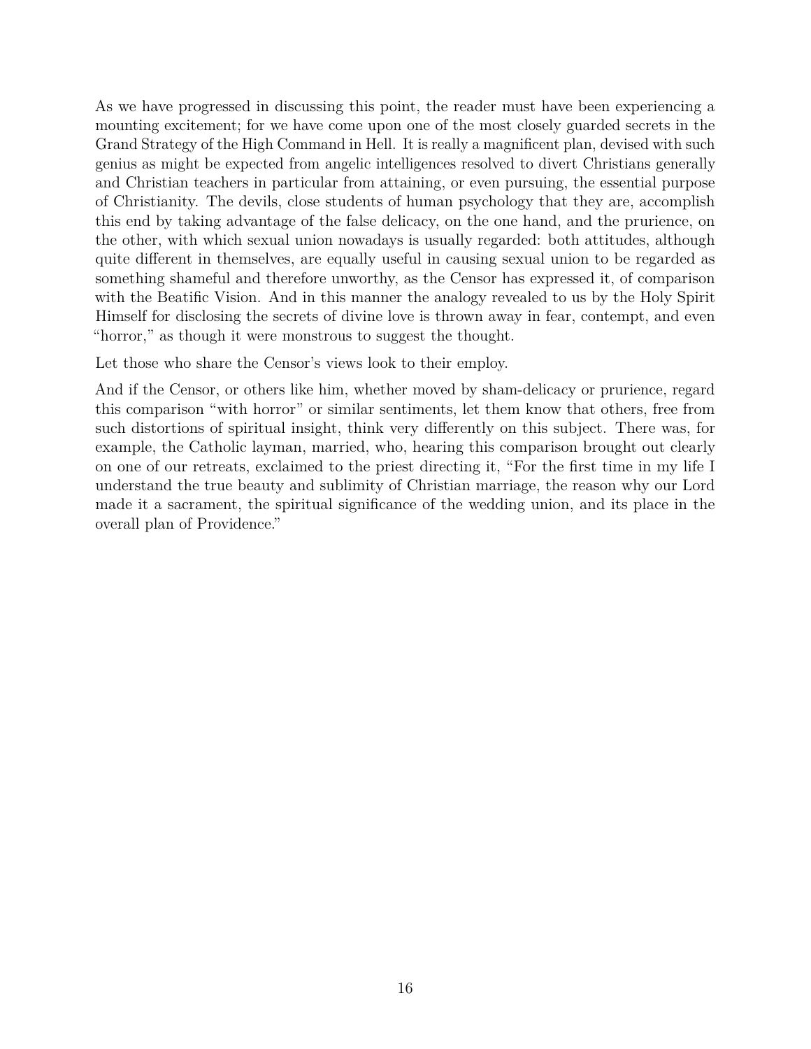As we have progressed in discussing this point, the reader must have been experiencing a mounting excitement; for we have come upon one of the most closely guarded secrets in the Grand Strategy of the High Command in Hell. It is really a magnificent plan, devised with such genius as might be expected from angelic intelligences resolved to divert Christians generally and Christian teachers in particular from attaining, or even pursuing, the essential purpose of Christianity. The devils, close students of human psychology that they are, accomplish this end by taking advantage of the false delicacy, on the one hand, and the prurience, on the other, with which sexual union nowadays is usually regarded: both attitudes, although quite different in themselves, are equally useful in causing sexual union to be regarded as something shameful and therefore unworthy, as the Censor has expressed it, of comparison with the Beatific Vision. And in this manner the analogy revealed to us by the Holy Spirit Himself for disclosing the secrets of divine love is thrown away in fear, contempt, and even "horror," as though it were monstrous to suggest the thought.

Let those who share the Censor's views look to their employ.

And if the Censor, or others like him, whether moved by sham-delicacy or prurience, regard this comparison "with horror" or similar sentiments, let them know that others, free from such distortions of spiritual insight, think very differently on this subject. There was, for example, the Catholic layman, married, who, hearing this comparison brought out clearly on one of our retreats, exclaimed to the priest directing it, "For the first time in my life I understand the true beauty and sublimity of Christian marriage, the reason why our Lord made it a sacrament, the spiritual significance of the wedding union, and its place in the overall plan of Providence."